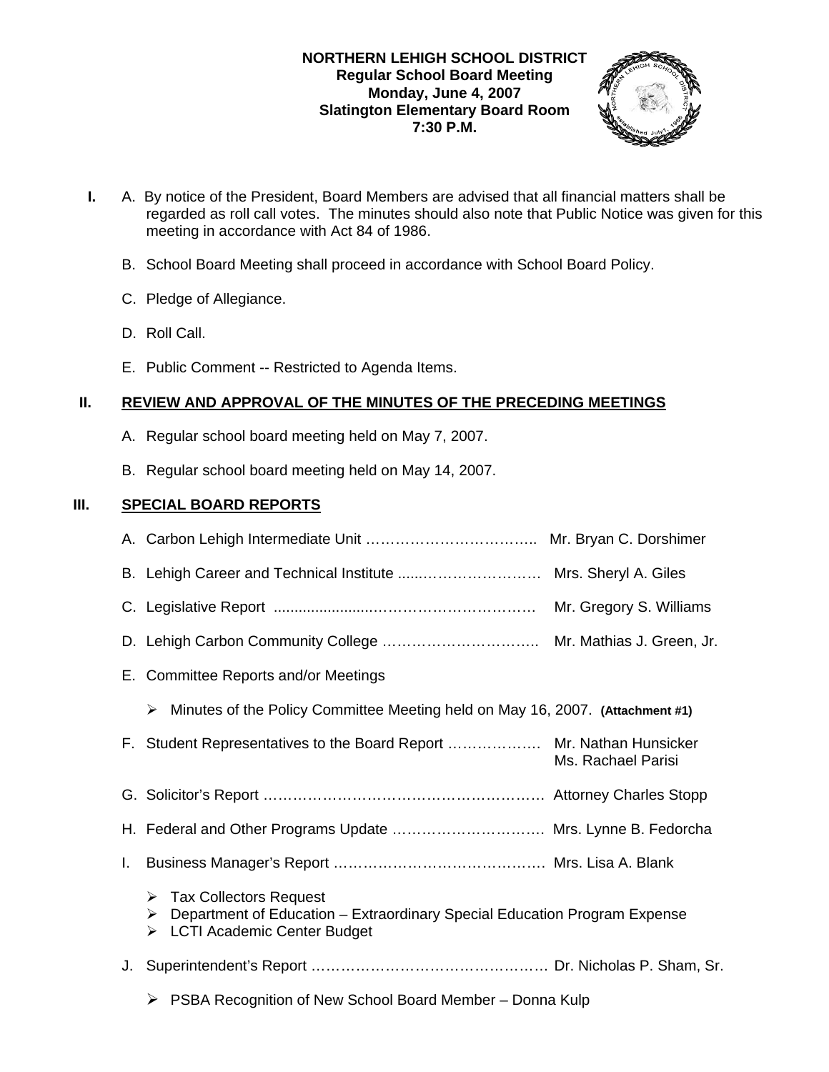**NORTHERN LEHIGH SCHOOL DISTRICT**
**Regular School Board Meeting**
**Monday, June 4, 2007**
**Slatington Elementary Board Room**
**7:30 P.M.**

**I.** A. By notice of the President, Board Members are advised that all financial matters shall be regarded as roll call votes. The minutes should also note that Public Notice was given for this meeting in accordance with Act 84 of 1986.

B. School Board Meeting shall proceed in accordance with School Board Policy.

C. Pledge of Allegiance.

D. Roll Call.

E. Public Comment -- Restricted to Agenda Items.

## II. REVIEW AND APPROVAL OF THE MINUTES OF THE PRECEDING MEETINGS

A. Regular school board meeting held on May 7, 2007.

B. Regular school board meeting held on May 14, 2007.

## III. SPECIAL BOARD REPORTS

A. Carbon Lehigh Intermediate Unit …………………………….. Mr. Bryan C. Dorshimer

B. Lehigh Career and Technical Institute ......…………………… Mrs. Sheryl A. Giles

C. Legislative Report .......................…………………………… Mr. Gregory S. Williams

D. Lehigh Carbon Community College ………………………….. Mr. Mathias J. Green, Jr.

E. Committee Reports and/or Meetings

- Minutes of the Policy Committee Meeting held on May 16, 2007. **(Attachment #1)**

F. Student Representatives to the Board Report ………………. Mr. Nathan Hunsicker
Ms. Rachael Parisi

G. Solicitor's Report …………………………………………………. Attorney Charles Stopp

H. Federal and Other Programs Update …………………………. Mrs. Lynne B. Fedorcha

I. Business Manager's Report …………………………………… Mrs. Lisa A. Blank

- Tax Collectors Request
- Department of Education – Extraordinary Special Education Program Expense
- LCTI Academic Center Budget

J. Superintendent's Report ………………………………………… Dr. Nicholas P. Sham, Sr.

- PSBA Recognition of New School Board Member – Donna Kulp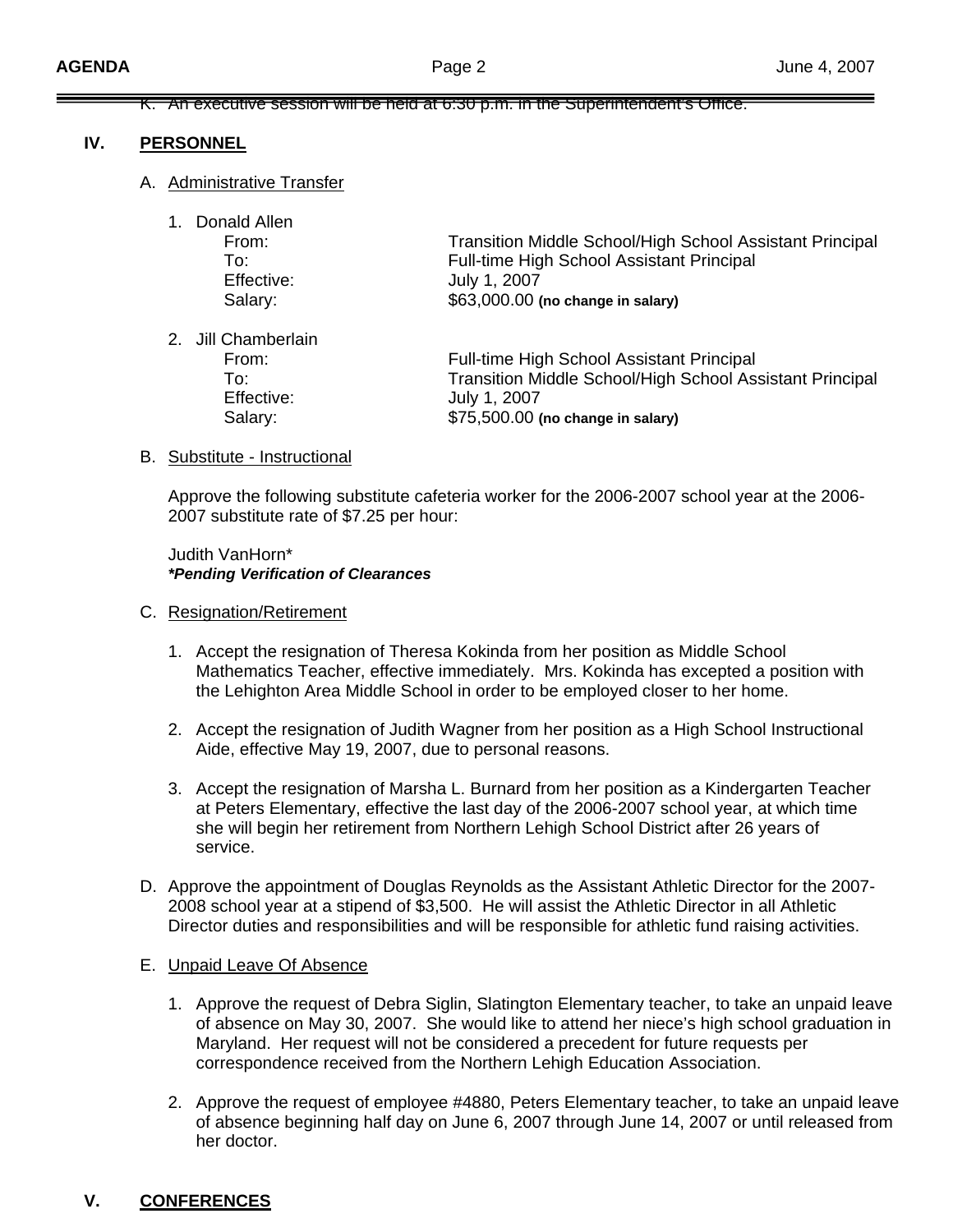K. An executive session will be held at 6:30 p.m. in the Superintendent's Office.

## IV. PERSONNEL

A. Administrative Transfer

1. Donald Allen

| | |
|---|---|
| From: | Transition Middle School/High School Assistant Principal |
| To: | Full-time High School Assistant Principal |
| Effective: | July 1, 2007 |
| Salary: | $63,000.00 **(no change in salary)** |

2. Jill Chamberlain

| | |
|---|---|
| From: | Full-time High School Assistant Principal |
| To: | Transition Middle School/High School Assistant Principal |
| Effective: | July 1, 2007 |
| Salary: | $75,500.00 **(no change in salary)** |

B. Substitute - Instructional

Approve the following substitute cafeteria worker for the 2006-2007 school year at the 2006-2007 substitute rate of $7.25 per hour:

Judith VanHorn*
***Pending Verification of Clearances***

C. Resignation/Retirement

1. Accept the resignation of Theresa Kokinda from her position as Middle School Mathematics Teacher, effective immediately. Mrs. Kokinda has excepted a position with the Lehighton Area Middle School in order to be employed closer to her home.

2. Accept the resignation of Judith Wagner from her position as a High School Instructional Aide, effective May 19, 2007, due to personal reasons.

3. Accept the resignation of Marsha L. Burnard from her position as a Kindergarten Teacher at Peters Elementary, effective the last day of the 2006-2007 school year, at which time she will begin her retirement from Northern Lehigh School District after 26 years of service.

D. Approve the appointment of Douglas Reynolds as the Assistant Athletic Director for the 2007-2008 school year at a stipend of $3,500. He will assist the Athletic Director in all Athletic Director duties and responsibilities and will be responsible for athletic fund raising activities.

E. Unpaid Leave Of Absence

1. Approve the request of Debra Siglin, Slatington Elementary teacher, to take an unpaid leave of absence on May 30, 2007. She would like to attend her niece's high school graduation in Maryland. Her request will not be considered a precedent for future requests per correspondence received from the Northern Lehigh Education Association.

2. Approve the request of employee #4880, Peters Elementary teacher, to take an unpaid leave of absence beginning half day on June 6, 2007 through June 14, 2007 or until released from her doctor.

## V. CONFERENCES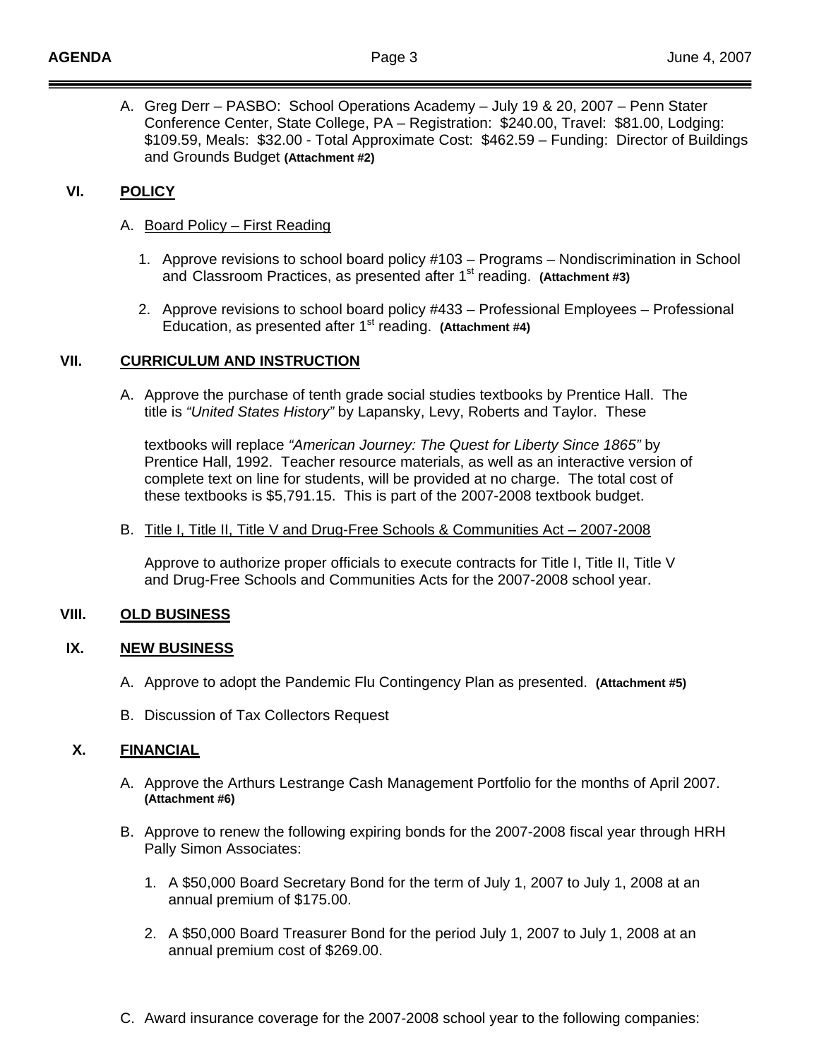A. Greg Derr – PASBO: School Operations Academy – July 19 & 20, 2007 – Penn Stater Conference Center, State College, PA – Registration: $240.00, Travel: $81.00, Lodging: $109.59, Meals: $32.00 - Total Approximate Cost: $462.59 – Funding: Director of Buildings and Grounds Budget **(Attachment #2)**

## VI. POLICY

A. Board Policy – First Reading

1. Approve revisions to school board policy #103 – Programs – Nondiscrimination in School and Classroom Practices, as presented after 1st reading. **(Attachment #3)**

2. Approve revisions to school board policy #433 – Professional Employees – Professional Education, as presented after 1st reading. **(Attachment #4)**

## VII. CURRICULUM AND INSTRUCTION

A. Approve the purchase of tenth grade social studies textbooks by Prentice Hall. The title is *"United States History"* by Lapansky, Levy, Roberts and Taylor. These

textbooks will replace *"American Journey: The Quest for Liberty Since 1865"* by Prentice Hall, 1992. Teacher resource materials, as well as an interactive version of complete text on line for students, will be provided at no charge. The total cost of these textbooks is $5,791.15. This is part of the 2007-2008 textbook budget.

B. Title I, Title II, Title V and Drug-Free Schools & Communities Act – 2007-2008

Approve to authorize proper officials to execute contracts for Title I, Title II, Title V and Drug-Free Schools and Communities Acts for the 2007-2008 school year.

## VIII. OLD BUSINESS

## IX. NEW BUSINESS

A. Approve to adopt the Pandemic Flu Contingency Plan as presented. **(Attachment #5)**

B. Discussion of Tax Collectors Request

## X. FINANCIAL

A. Approve the Arthurs Lestrange Cash Management Portfolio for the months of April 2007. **(Attachment #6)**

B. Approve to renew the following expiring bonds for the 2007-2008 fiscal year through HRH Pally Simon Associates:

1. A $50,000 Board Secretary Bond for the term of July 1, 2007 to July 1, 2008 at an annual premium of $175.00.

2. A $50,000 Board Treasurer Bond for the period July 1, 2007 to July 1, 2008 at an annual premium cost of $269.00.

C. Award insurance coverage for the 2007-2008 school year to the following companies: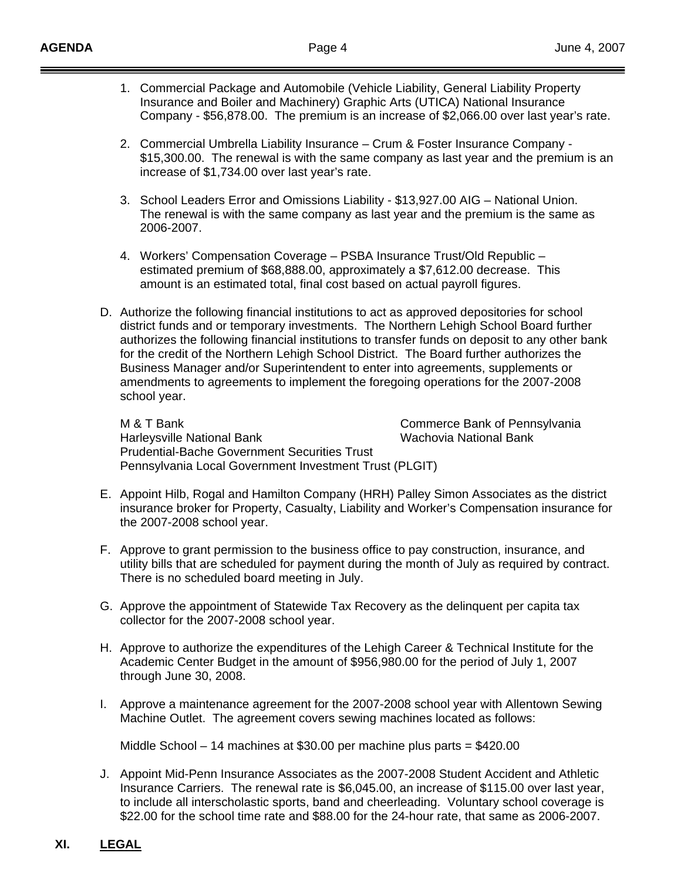1. Commercial Package and Automobile (Vehicle Liability, General Liability Property Insurance and Boiler and Machinery) Graphic Arts (UTICA) National Insurance Company - $56,878.00. The premium is an increase of $2,066.00 over last year's rate.

2. Commercial Umbrella Liability Insurance – Crum & Foster Insurance Company - $15,300.00. The renewal is with the same company as last year and the premium is an increase of $1,734.00 over last year's rate.

3. School Leaders Error and Omissions Liability - $13,927.00 AIG – National Union. The renewal is with the same company as last year and the premium is the same as 2006-2007.

4. Workers' Compensation Coverage – PSBA Insurance Trust/Old Republic – estimated premium of $68,888.00, approximately a $7,612.00 decrease. This amount is an estimated total, final cost based on actual payroll figures.

D. Authorize the following financial institutions to act as approved depositories for school district funds and or temporary investments. The Northern Lehigh School Board further authorizes the following financial institutions to transfer funds on deposit to any other bank for the credit of the Northern Lehigh School District. The Board further authorizes the Business Manager and/or Superintendent to enter into agreements, supplements or amendments to agreements to implement the foregoing operations for the 2007-2008 school year.

M & T Bank
Commerce Bank of Pennsylvania
Harleysville National Bank
Wachovia National Bank
Prudential-Bache Government Securities Trust
Pennsylvania Local Government Investment Trust (PLGIT)

E. Appoint Hilb, Rogal and Hamilton Company (HRH) Palley Simon Associates as the district insurance broker for Property, Casualty, Liability and Worker's Compensation insurance for the 2007-2008 school year.

F. Approve to grant permission to the business office to pay construction, insurance, and utility bills that are scheduled for payment during the month of July as required by contract. There is no scheduled board meeting in July.

G. Approve the appointment of Statewide Tax Recovery as the delinquent per capita tax collector for the 2007-2008 school year.

H. Approve to authorize the expenditures of the Lehigh Career & Technical Institute for the Academic Center Budget in the amount of $956,980.00 for the period of July 1, 2007 through June 30, 2008.

I. Approve a maintenance agreement for the 2007-2008 school year with Allentown Sewing Machine Outlet. The agreement covers sewing machines located as follows:

Middle School – 14 machines at $30.00 per machine plus parts = $420.00

J. Appoint Mid-Penn Insurance Associates as the 2007-2008 Student Accident and Athletic Insurance Carriers. The renewal rate is $6,045.00, an increase of $115.00 over last year, to include all interscholastic sports, band and cheerleading. Voluntary school coverage is $22.00 for the school time rate and $88.00 for the 24-hour rate, that same as 2006-2007.

## XI. LEGAL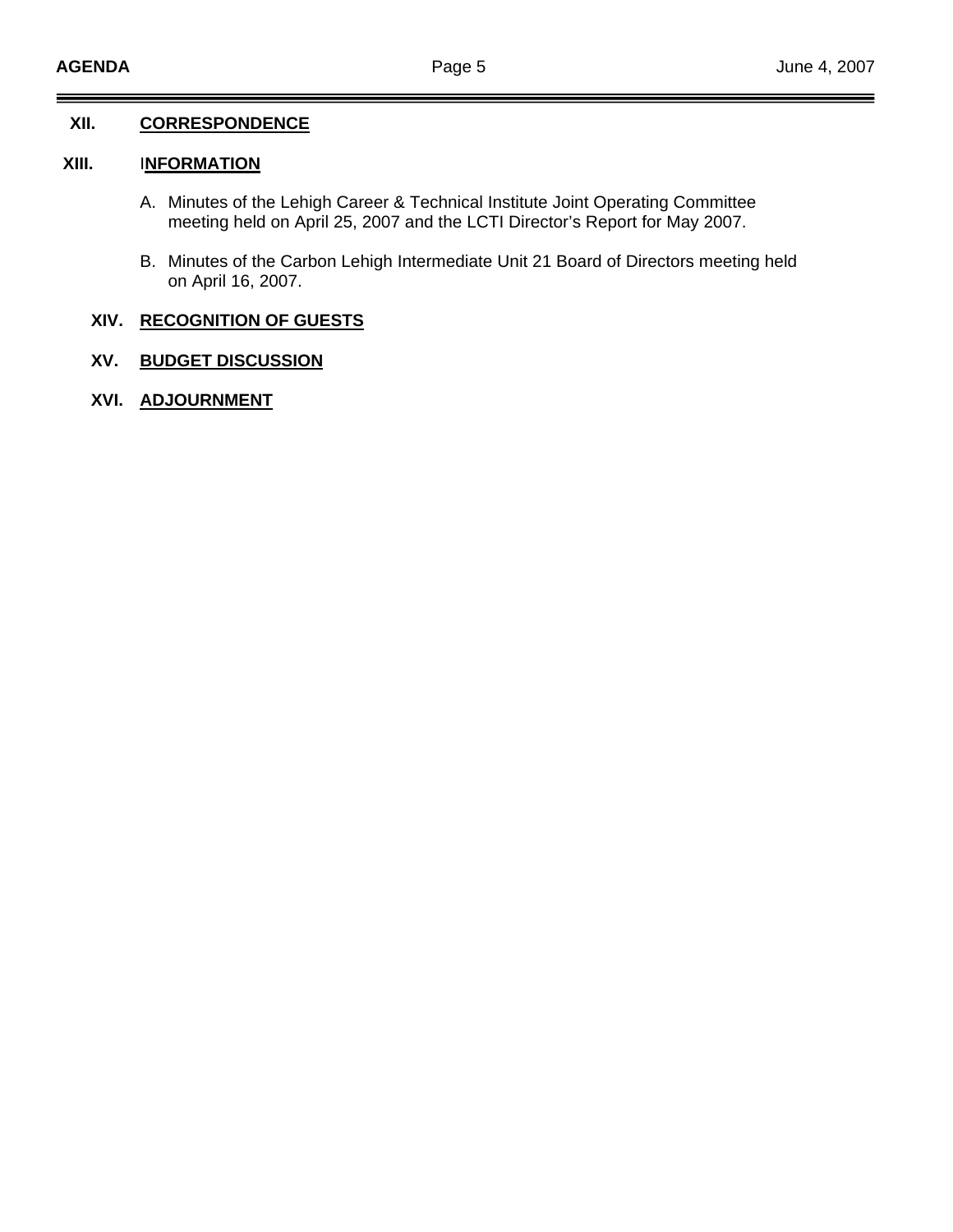## XII. CORRESPONDENCE

## XIII. INFORMATION

A. Minutes of the Lehigh Career & Technical Institute Joint Operating Committee meeting held on April 25, 2007 and the LCTI Director's Report for May 2007.

B. Minutes of the Carbon Lehigh Intermediate Unit 21 Board of Directors meeting held on April 16, 2007.

## XIV. RECOGNITION OF GUESTS

## XV. BUDGET DISCUSSION

## XVI. ADJOURNMENT